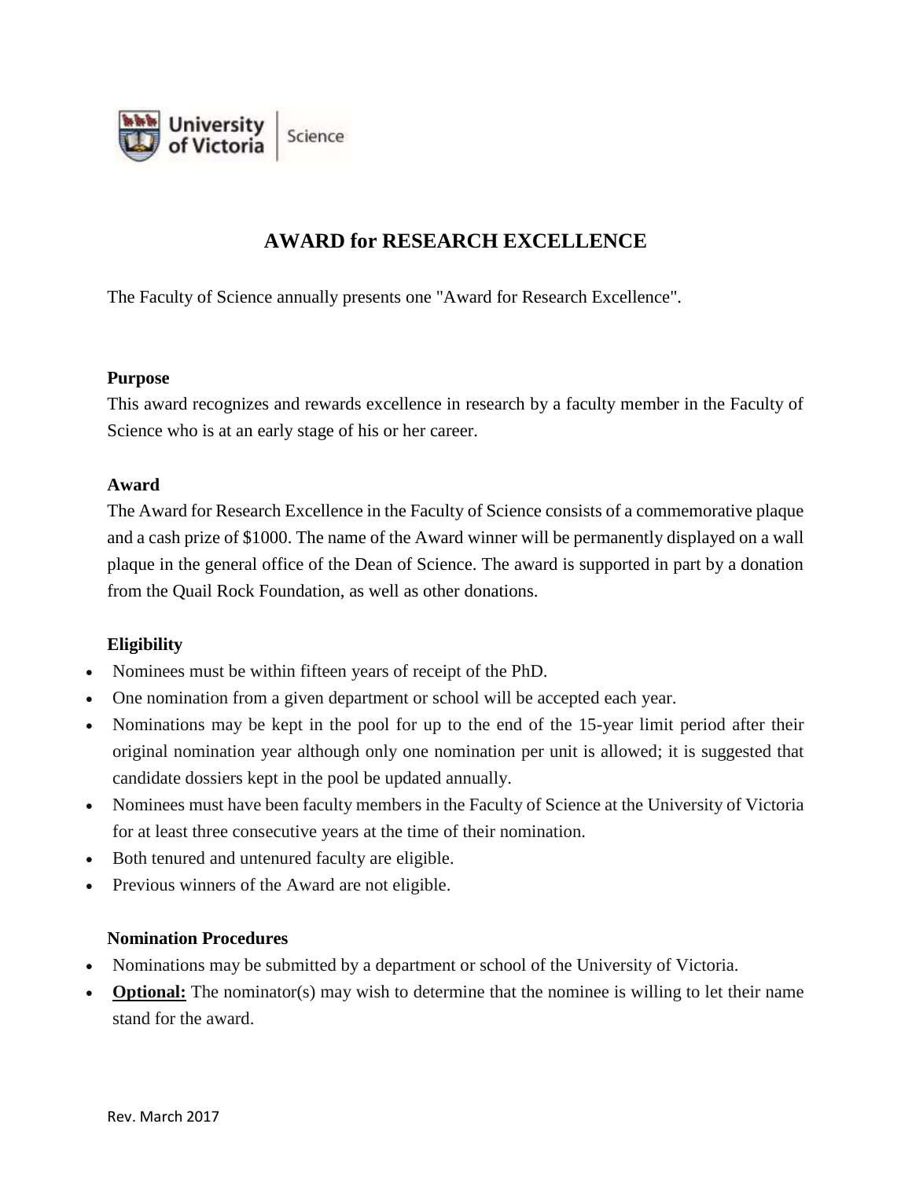# AWARD for RESEARCH EXCELLENCE

The Faculty of Science annually presents one "Award for Research Excellence".

### Purpose

This award recognizes and rewards excellence in research by a faculty member in the Faculty of Science who is at an early stage of his or her career.

### Award

The Award for Research Excellence in the Faculty of Science consists of a commemorative plaque and a cash prize of $1000. The name of the Award winner will be permanently displayed on a wall plaque in the general office of the Dean of Science. The award is supported in part by a donation from the Quail Rock Foundation, as well as other donations.

### Eligibility

- Nominees must be within fifteen years of receipt of the PhD.
- One nomination from a given department or school will be accepted each year.
- Nominations may be kept in the pool for up to the end of the 15-year limit period after their original nomination year although only one nomination per unit is allowed; it is suggested that candidate dossiers kept in the pool be updated annually.
- Nominees must have been faculty members in the Faculty of Science at the University of Victoria for at least three consecutive years at the time of their nomination.
- Both tenured and untenured faculty are eligible.
- Previous winners of the Award are not eligible.

### Nomination Procedures

- Nominations may be submitted by a department or school of the University of Victoria.
- **Optional:** The nominator(s) may wish to determine that the nominee is willing to let their name stand for the award.

Rev. March 2017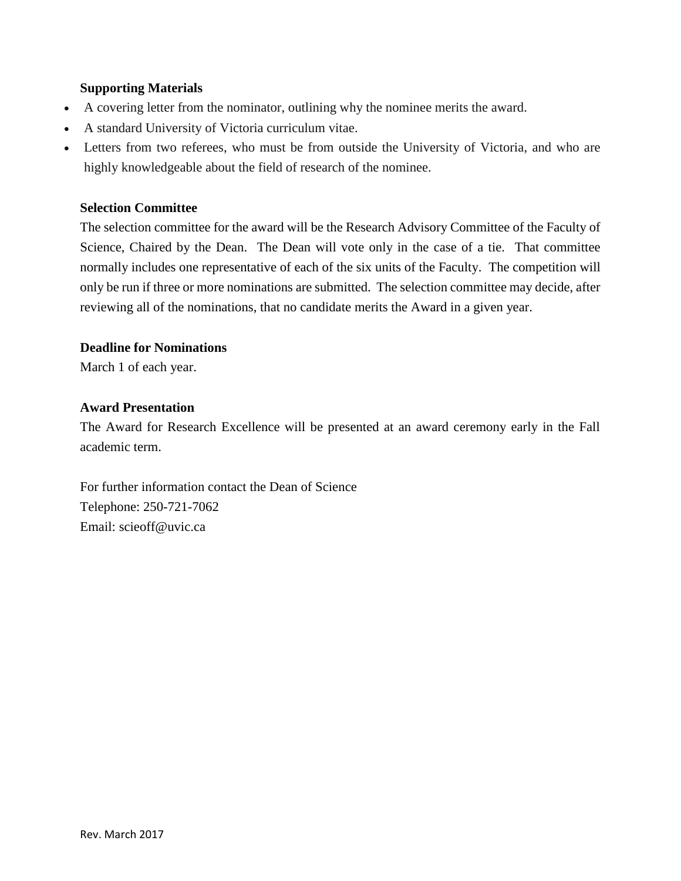**Supporting Materials**

- A covering letter from the nominator, outlining why the nominee merits the award.
- A standard University of Victoria curriculum vitae.
- Letters from two referees, who must be from outside the University of Victoria, and who are highly knowledgeable about the field of research of the nominee.

**Selection Committee**

The selection committee for the award will be the Research Advisory Committee of the Faculty of Science, Chaired by the Dean. The Dean will vote only in the case of a tie. That committee normally includes one representative of each of the six units of the Faculty. The competition will only be run if three or more nominations are submitted. The selection committee may decide, after reviewing all of the nominations, that no candidate merits the Award in a given year.

**Deadline for Nominations**

March 1 of each year.

**Award Presentation**

The Award for Research Excellence will be presented at an award ceremony early in the Fall academic term.

For further information contact the Dean of Science
Telephone: 250-721-7062
Email: scieoff@uvic.ca

Rev. March 2017